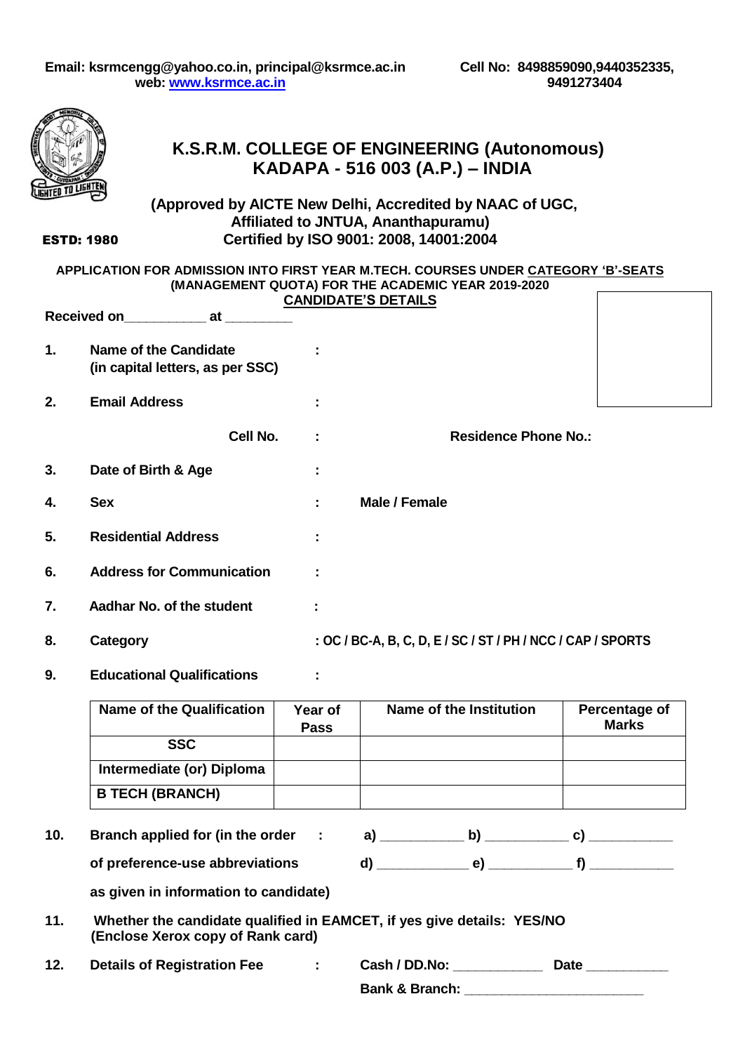**Email: ksrmcengg@yahoo.co.in, principal@ksrmce.ac.in**
**web: www.ksrmce.ac.in**

**Cell No: 8498859090,9440352335, 9491273404**

# K.S.R.M. COLLEGE OF ENGINEERING (Autonomous)
## KADAPA - 516 003 (A.P.) – INDIA

**(Approved by AICTE New Delhi, Accredited by NAAC of UGC, Affiliated to JNTUA, Ananthapuramu)**
**Certified by ISO 9001: 2008, 14001:2004**

**ESTD: 1980**

**APPLICATION FOR ADMISSION INTO FIRST YEAR M.TECH. COURSES UNDER CATEGORY 'B'-SEATS (MANAGEMENT QUOTA) FOR THE ACADEMIC YEAR 2019-2020**

**CANDIDATE'S DETAILS**

**Received on\_\_\_\_\_\_\_\_\_\_\_ at \_\_\_\_\_\_\_\_\_**

1. **Name of the Candidate (in capital letters, as per SSC)** :
2. **Email Address** :
   **Cell No.** : **Residence Phone No.:**
3. **Date of Birth & Age** :
4. **Sex** : **Male / Female**
5. **Residential Address** :
6. **Address for Communication** :
7. **Aadhar No. of the student** :
8. **Category** : **OC / BC-A, B, C, D, E / SC / ST / PH / NCC / CAP / SPORTS**
9. **Educational Qualifications** :

| Name of the Qualification | Year of Pass | Name of the Institution | Percentage of Marks |
|---|---|---|---|
| SSC | | | |
| Intermediate (or) Diploma | | | |
| B TECH (BRANCH) | | | |

10. **Branch applied for (in the order of preference-use abbreviations as given in information to candidate)** : **a)** \_\_\_\_\_\_\_\_\_\_\_ **b)** \_\_\_\_\_\_\_\_\_\_\_ **c)** \_\_\_\_\_\_\_\_\_\_\_ **d)** \_\_\_\_\_\_\_\_\_\_\_\_ **e)** \_\_\_\_\_\_\_\_\_\_\_ **f)** \_\_\_\_\_\_\_\_\_\_\_
11. **Whether the candidate qualified in EAMCET, if yes give details: YES/NO (Enclose Xerox copy of Rank card)**
12. **Details of Registration Fee** : **Cash / DD.No:** \_\_\_\_\_\_\_\_\_\_\_\_ **Date** \_\_\_\_\_\_\_\_\_\_\_
    **Bank & Branch:** \_\_\_\_\_\_\_\_\_\_\_\_\_\_\_\_\_\_\_\_\_\_\_\_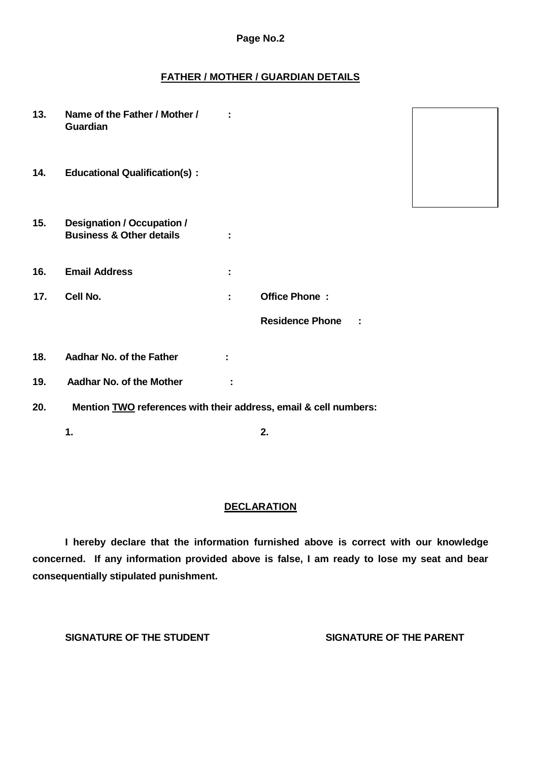## FATHER / MOTHER / GUARDIAN DETAILS

**13. Name of the Father / Mother / Guardian :**

**14. Educational Qualification(s) :**

**15. Designation / Occupation / Business & Other details :**

**16. Email Address :**

**17. Cell No. :** **Office Phone :**

**Residence Phone :**

**18. Aadhar No. of the Father :**

**19. Aadhar No. of the Mother :**

**20. Mention TWO references with their address, email & cell numbers:**

**1.** **2.**

## DECLARATION

**I hereby declare that the information furnished above is correct with our knowledge concerned. If any information provided above is false, I am ready to lose my seat and bear consequentially stipulated punishment.**

**SIGNATURE OF THE STUDENT** **SIGNATURE OF THE PARENT**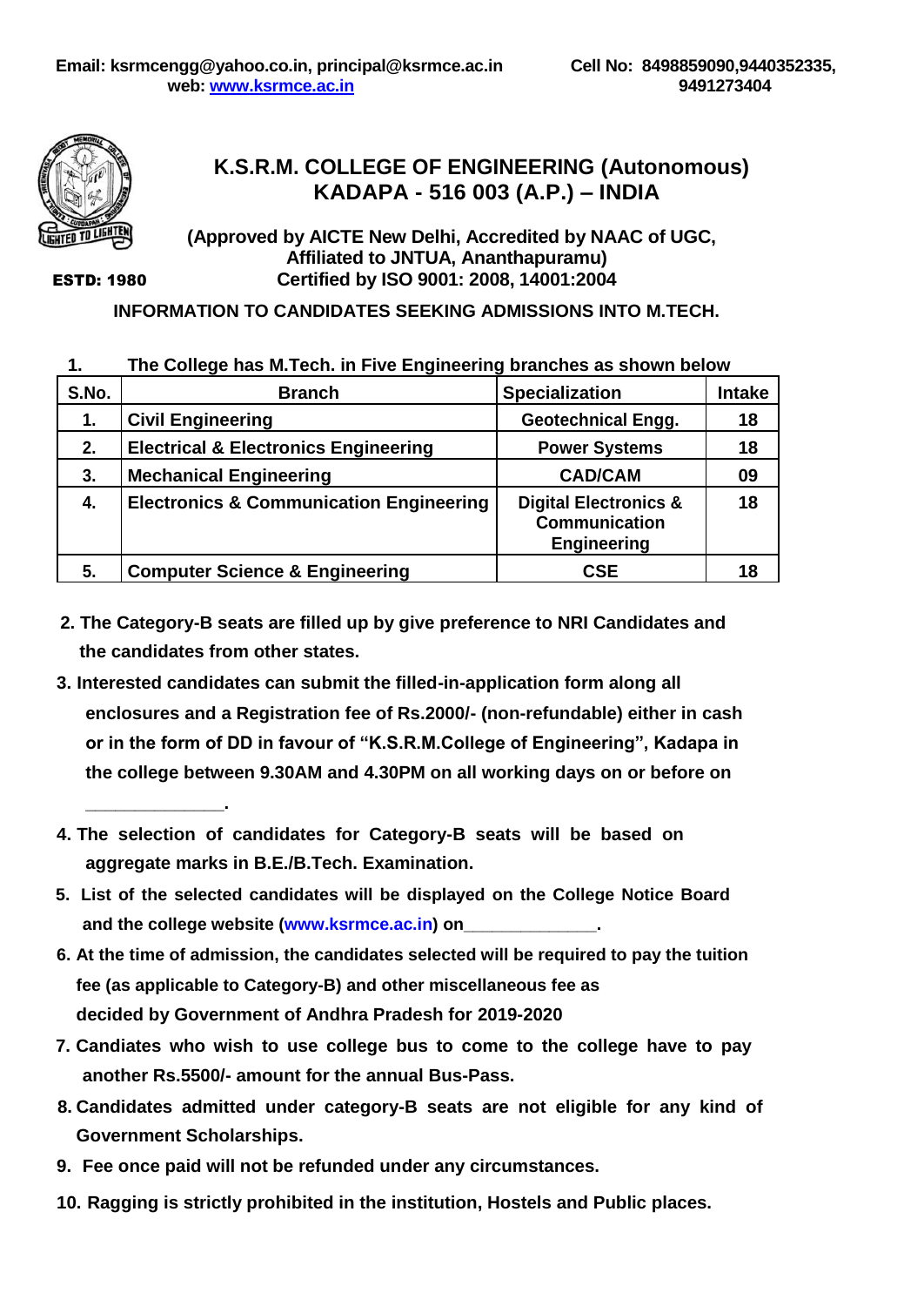**Email: ksrmcengg@yahoo.co.in, principal@ksrmce.ac.in** **Cell No: 8498859090,9440352335, 9491273404**
**web: www.ksrmce.ac.in**

# K.S.R.M. COLLEGE OF ENGINEERING (Autonomous)
## KADAPA - 516 003 (A.P.) – INDIA

**(Approved by AICTE New Delhi, Accredited by NAAC of UGC, Affiliated to JNTUA, Ananthapuramu)**
**Certified by ISO 9001: 2008, 14001:2004**

**ESTD: 1980**

**INFORMATION TO CANDIDATES SEEKING ADMISSIONS INTO M.TECH.**

**1. The College has M.Tech. in Five Engineering branches as shown below**

| S.No. | Branch | Specialization | Intake |
|---|---|---|---|
| 1. | Civil Engineering | Geotechnical Engg. | 18 |
| 2. | Electrical & Electronics Engineering | Power Systems | 18 |
| 3. | Mechanical Engineering | CAD/CAM | 09 |
| 4. | Electronics & Communication Engineering | Digital Electronics & Communication Engineering | 18 |
| 5. | Computer Science & Engineering | CSE | 18 |

2. The Category-B seats are filled up by give preference to NRI Candidates and the candidates from other states.
3. Interested candidates can submit the filled-in-application form along all enclosures and a Registration fee of Rs.2000/- (non-refundable) either in cash or in the form of DD in favour of "K.S.R.M.College of Engineering", Kadapa in the college between 9.30AM and 4.30PM on all working days on or before on ______________.
4. The selection of candidates for Category-B seats will be based on aggregate marks in B.E./B.Tech. Examination.
5. List of the selected candidates will be displayed on the College Notice Board and the college website (www.ksrmce.ac.in) on______________.
6. At the time of admission, the candidates selected will be required to pay the tuition fee (as applicable to Category-B) and other miscellaneous fee as decided by Government of Andhra Pradesh for 2019-2020
7. Candiates who wish to use college bus to come to the college have to pay another Rs.5500/- amount for the annual Bus-Pass.
8. Candidates admitted under category-B seats are not eligible for any kind of Government Scholarships.
9. Fee once paid will not be refunded under any circumstances.
10. Ragging is strictly prohibited in the institution, Hostels and Public places.